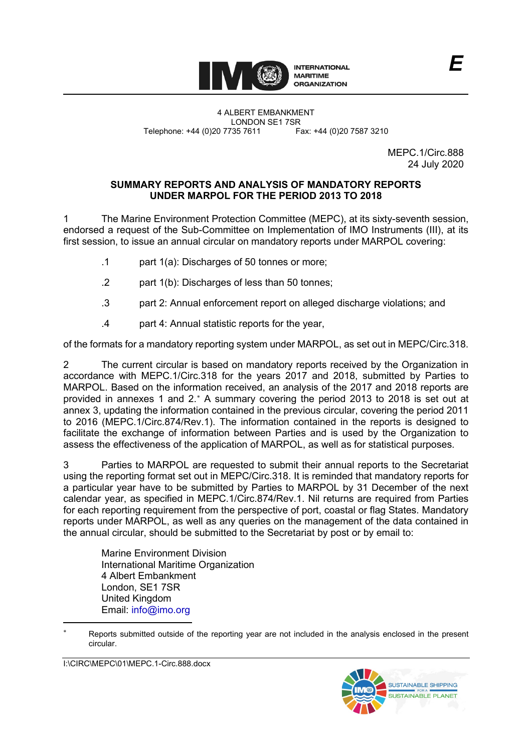INTERNATIONAL MARITIME ORGANIZATION

E

4 ALBERT EMBANKMENT
LONDON SE1 7SR
Telephone: +44 (0)20 7735 7611 Fax: +44 (0)20 7587 3210

MEPC.1/Circ.888
24 July 2020

**SUMMARY REPORTS AND ANALYSIS OF MANDATORY REPORTS UNDER MARPOL FOR THE PERIOD 2013 TO 2018**

1 The Marine Environment Protection Committee (MEPC), at its sixty-seventh session, endorsed a request of the Sub-Committee on Implementation of IMO Instruments (III), at its first session, to issue an annual circular on mandatory reports under MARPOL covering:

.1 part 1(a): Discharges of 50 tonnes or more;

.2 part 1(b): Discharges of less than 50 tonnes;

.3 part 2: Annual enforcement report on alleged discharge violations; and

.4 part 4: Annual statistic reports for the year,

of the formats for a mandatory reporting system under MARPOL, as set out in MEPC/Circ.318.

2 The current circular is based on mandatory reports received by the Organization in accordance with MEPC.1/Circ.318 for the years 2017 and 2018, submitted by Parties to MARPOL. Based on the information received, an analysis of the 2017 and 2018 reports are provided in annexes 1 and 2.* A summary covering the period 2013 to 2018 is set out at annex 3, updating the information contained in the previous circular, covering the period 2011 to 2016 (MEPC.1/Circ.874/Rev.1). The information contained in the reports is designed to facilitate the exchange of information between Parties and is used by the Organization to assess the effectiveness of the application of MARPOL, as well as for statistical purposes.

3 Parties to MARPOL are requested to submit their annual reports to the Secretariat using the reporting format set out in MEPC/Circ.318. It is reminded that mandatory reports for a particular year have to be submitted by Parties to MARPOL by 31 December of the next calendar year, as specified in MEPC.1/Circ.874/Rev.1. Nil returns are required from Parties for each reporting requirement from the perspective of port, coastal or flag States. Mandatory reports under MARPOL, as well as any queries on the management of the data contained in the annual circular, should be submitted to the Secretariat by post or by email to:

Marine Environment Division
International Maritime Organization
4 Albert Embankment
London, SE1 7SR
United Kingdom
Email: info@imo.org

---

* Reports submitted outside of the reporting year are not included in the analysis enclosed in the present circular.

I:\CIRC\MEPC\01\MEPC.1-Circ.888.docx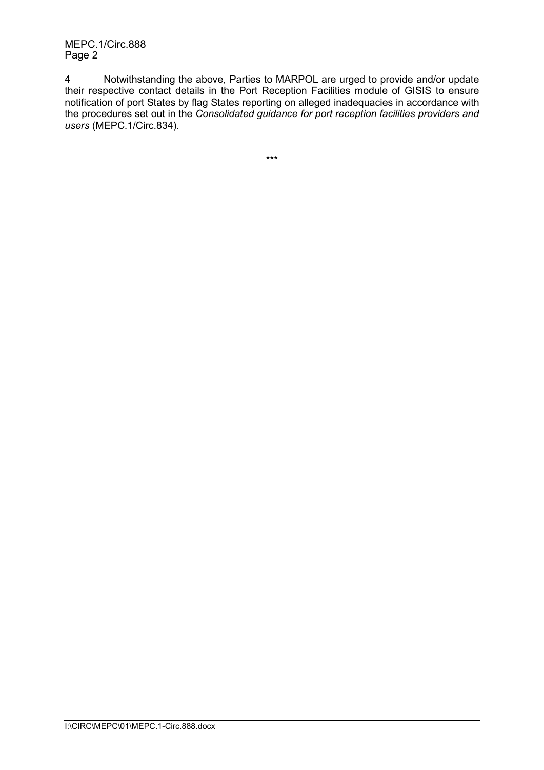4 Notwithstanding the above, Parties to MARPOL are urged to provide and/or update their respective contact details in the Port Reception Facilities module of GISIS to ensure notification of port States by flag States reporting on alleged inadequacies in accordance with the procedures set out in the *Consolidated guidance for port reception facilities providers and users* (MEPC.1/Circ.834).

***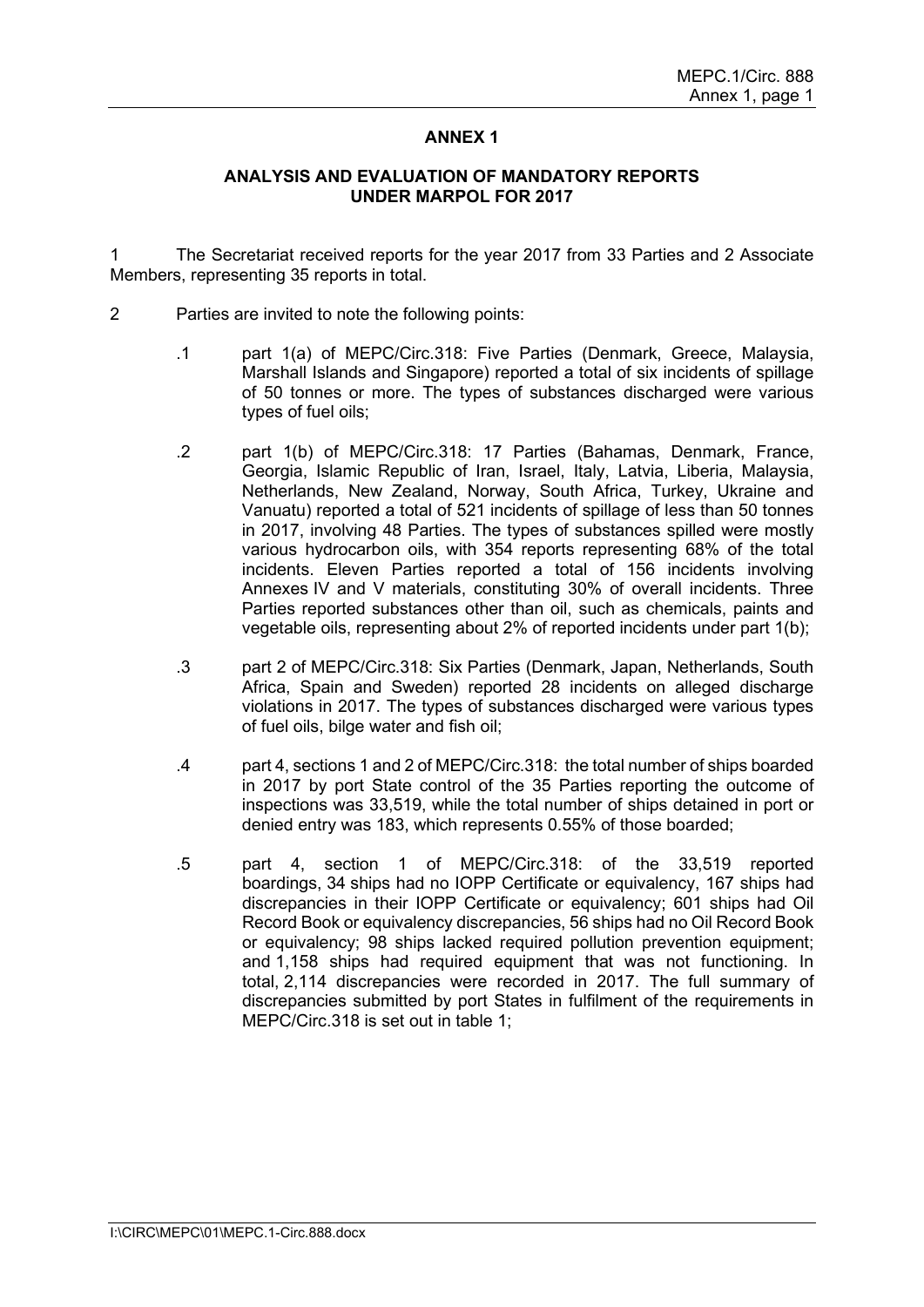# ANNEX 1

## ANALYSIS AND EVALUATION OF MANDATORY REPORTS UNDER MARPOL FOR 2017

1 The Secretariat received reports for the year 2017 from 33 Parties and 2 Associate Members, representing 35 reports in total.

2 Parties are invited to note the following points:

.1 part 1(a) of MEPC/Circ.318: Five Parties (Denmark, Greece, Malaysia, Marshall Islands and Singapore) reported a total of six incidents of spillage of 50 tonnes or more. The types of substances discharged were various types of fuel oils;

.2 part 1(b) of MEPC/Circ.318: 17 Parties (Bahamas, Denmark, France, Georgia, Islamic Republic of Iran, Israel, Italy, Latvia, Liberia, Malaysia, Netherlands, New Zealand, Norway, South Africa, Turkey, Ukraine and Vanuatu) reported a total of 521 incidents of spillage of less than 50 tonnes in 2017, involving 48 Parties. The types of substances spilled were mostly various hydrocarbon oils, with 354 reports representing 68% of the total incidents. Eleven Parties reported a total of 156 incidents involving Annexes IV and V materials, constituting 30% of overall incidents. Three Parties reported substances other than oil, such as chemicals, paints and vegetable oils, representing about 2% of reported incidents under part 1(b);

.3 part 2 of MEPC/Circ.318: Six Parties (Denmark, Japan, Netherlands, South Africa, Spain and Sweden) reported 28 incidents on alleged discharge violations in 2017. The types of substances discharged were various types of fuel oils, bilge water and fish oil;

.4 part 4, sections 1 and 2 of MEPC/Circ.318: the total number of ships boarded in 2017 by port State control of the 35 Parties reporting the outcome of inspections was 33,519, while the total number of ships detained in port or denied entry was 183, which represents 0.55% of those boarded;

.5 part 4, section 1 of MEPC/Circ.318: of the 33,519 reported boardings, 34 ships had no IOPP Certificate or equivalency, 167 ships had discrepancies in their IOPP Certificate or equivalency; 601 ships had Oil Record Book or equivalency discrepancies, 56 ships had no Oil Record Book or equivalency; 98 ships lacked required pollution prevention equipment; and 1,158 ships had required equipment that was not functioning. In total, 2,114 discrepancies were recorded in 2017. The full summary of discrepancies submitted by port States in fulfilment of the requirements in MEPC/Circ.318 is set out in table 1;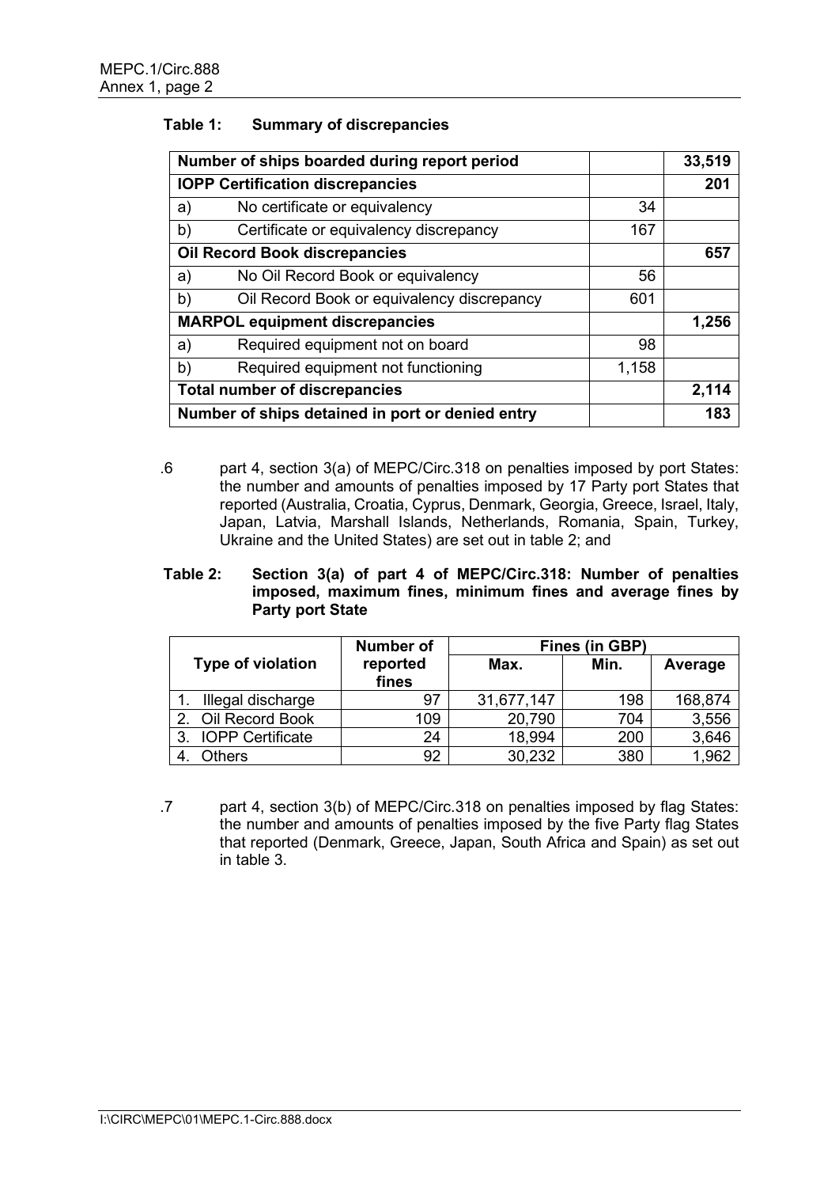**Table 1: Summary of discrepancies**

| Number of ships boarded during report period | | | 33,519 |
|---|---|---|---|
| **IOPP Certification discrepancies** | | | **201** |
| a) | No certificate or equivalency | 34 | |
| b) | Certificate or equivalency discrepancy | 167 | |
| **Oil Record Book discrepancies** | | | **657** |
| a) | No Oil Record Book or equivalency | 56 | |
| b) | Oil Record Book or equivalency discrepancy | 601 | |
| **MARPOL equipment discrepancies** | | | **1,256** |
| a) | Required equipment not on board | 98 | |
| b) | Required equipment not functioning | 1,158 | |
| **Total number of discrepancies** | | | **2,114** |
| **Number of ships detained in port or denied entry** | | | **183** |

.6 part 4, section 3(a) of MEPC/Circ.318 on penalties imposed by port States: the number and amounts of penalties imposed by 17 Party port States that reported (Australia, Croatia, Cyprus, Denmark, Georgia, Greece, Israel, Italy, Japan, Latvia, Marshall Islands, Netherlands, Romania, Spain, Turkey, Ukraine and the United States) are set out in table 2; and

**Table 2: Section 3(a) of part 4 of MEPC/Circ.318: Number of penalties imposed, maximum fines, minimum fines and average fines by Party port State**

| Type of violation | Number of reported fines | Fines (in GBP) | | |
|---|---|---|---|---|
| | | Max. | Min. | Average |
| 1. Illegal discharge | 97 | 31,677,147 | 198 | 168,874 |
| 2. Oil Record Book | 109 | 20,790 | 704 | 3,556 |
| 3. IOPP Certificate | 24 | 18,994 | 200 | 3,646 |
| 4. Others | 92 | 30,232 | 380 | 1,962 |

.7 part 4, section 3(b) of MEPC/Circ.318 on penalties imposed by flag States: the number and amounts of penalties imposed by the five Party flag States that reported (Denmark, Greece, Japan, South Africa and Spain) as set out in table 3.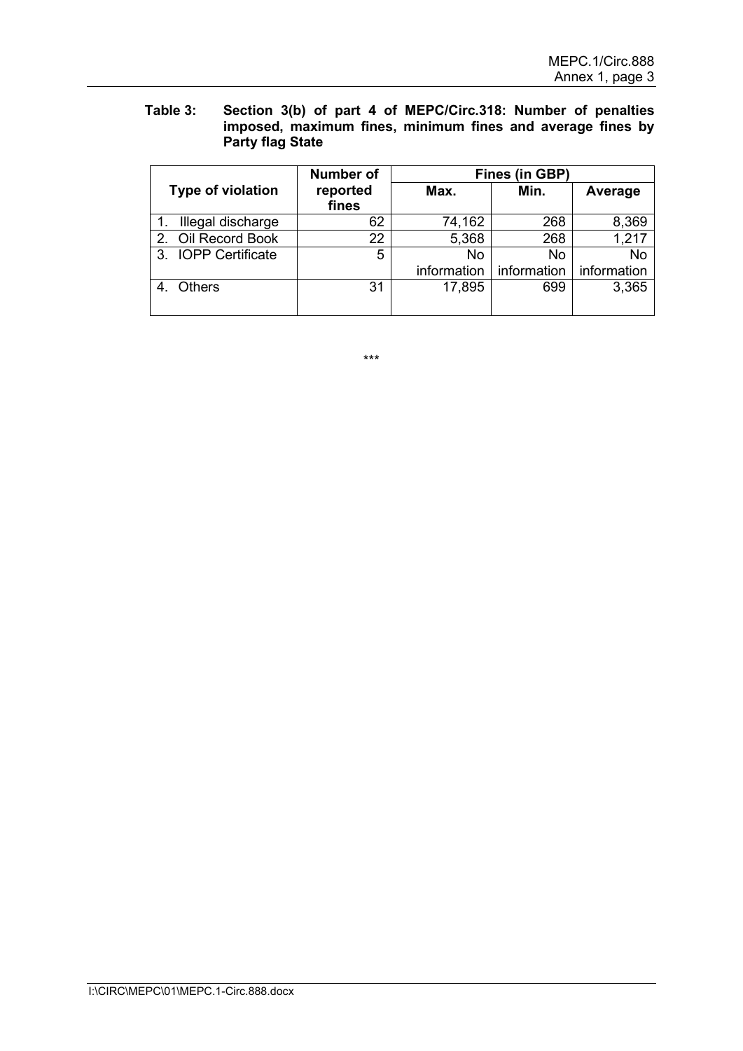**Table 3: Section 3(b) of part 4 of MEPC/Circ.318: Number of penalties imposed, maximum fines, minimum fines and average fines by Party flag State**

| Type of violation | Number of reported fines | Fines (in GBP) | | |
|---|---|---|---|---|
| | | Max. | Min. | Average |
| 1. Illegal discharge | 62 | 74,162 | 268 | 8,369 |
| 2. Oil Record Book | 22 | 5,368 | 268 | 1,217 |
| 3. IOPP Certificate | 5 | No information | No information | No information |
| 4. Others | 31 | 17,895 | 699 | 3,365 |

\*\*\*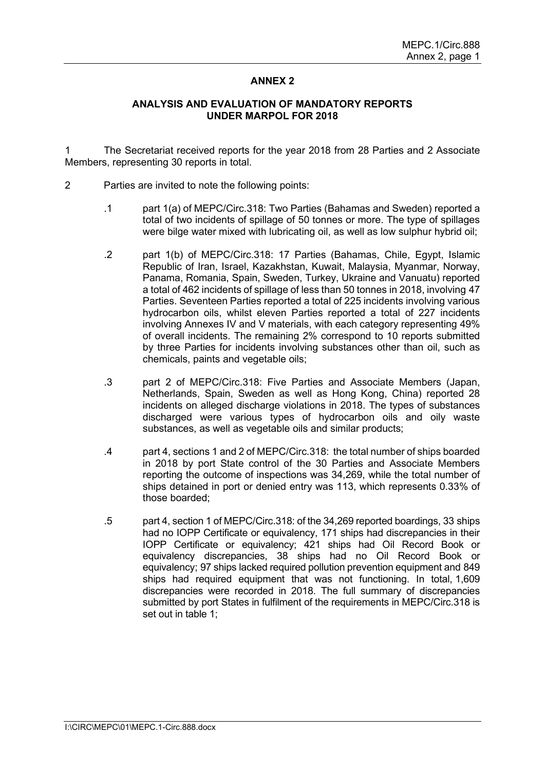# ANNEX 2

## ANALYSIS AND EVALUATION OF MANDATORY REPORTS UNDER MARPOL FOR 2018

1 The Secretariat received reports for the year 2018 from 28 Parties and 2 Associate Members, representing 30 reports in total.

2 Parties are invited to note the following points:

.1 part 1(a) of MEPC/Circ.318: Two Parties (Bahamas and Sweden) reported a total of two incidents of spillage of 50 tonnes or more. The type of spillages were bilge water mixed with lubricating oil, as well as low sulphur hybrid oil;

.2 part 1(b) of MEPC/Circ.318: 17 Parties (Bahamas, Chile, Egypt, Islamic Republic of Iran, Israel, Kazakhstan, Kuwait, Malaysia, Myanmar, Norway, Panama, Romania, Spain, Sweden, Turkey, Ukraine and Vanuatu) reported a total of 462 incidents of spillage of less than 50 tonnes in 2018, involving 47 Parties. Seventeen Parties reported a total of 225 incidents involving various hydrocarbon oils, whilst eleven Parties reported a total of 227 incidents involving Annexes IV and V materials, with each category representing 49% of overall incidents. The remaining 2% correspond to 10 reports submitted by three Parties for incidents involving substances other than oil, such as chemicals, paints and vegetable oils;

.3 part 2 of MEPC/Circ.318: Five Parties and Associate Members (Japan, Netherlands, Spain, Sweden as well as Hong Kong, China) reported 28 incidents on alleged discharge violations in 2018. The types of substances discharged were various types of hydrocarbon oils and oily waste substances, as well as vegetable oils and similar products;

.4 part 4, sections 1 and 2 of MEPC/Circ.318: the total number of ships boarded in 2018 by port State control of the 30 Parties and Associate Members reporting the outcome of inspections was 34,269, while the total number of ships detained in port or denied entry was 113, which represents 0.33% of those boarded;

.5 part 4, section 1 of MEPC/Circ.318: of the 34,269 reported boardings, 33 ships had no IOPP Certificate or equivalency, 171 ships had discrepancies in their IOPP Certificate or equivalency; 421 ships had Oil Record Book or equivalency discrepancies, 38 ships had no Oil Record Book or equivalency; 97 ships lacked required pollution prevention equipment and 849 ships had required equipment that was not functioning. In total, 1,609 discrepancies were recorded in 2018. The full summary of discrepancies submitted by port States in fulfilment of the requirements in MEPC/Circ.318 is set out in table 1;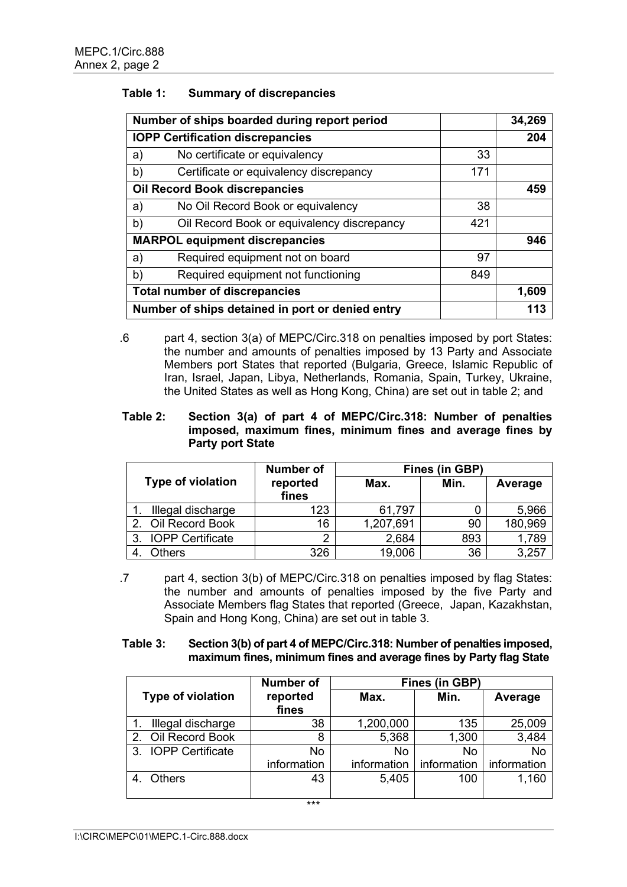**Table 1: Summary of discrepancies**

| Number of ships boarded during report period | | 34,269 |
|---|---|---|
| **IOPP Certification discrepancies** | | **204** |
| a) No certificate or equivalency | 33 | |
| b) Certificate or equivalency discrepancy | 171 | |
| **Oil Record Book discrepancies** | | **459** |
| a) No Oil Record Book or equivalency | 38 | |
| b) Oil Record Book or equivalency discrepancy | 421 | |
| **MARPOL equipment discrepancies** | | **946** |
| a) Required equipment not on board | 97 | |
| b) Required equipment not functioning | 849 | |
| **Total number of discrepancies** | | **1,609** |
| **Number of ships detained in port or denied entry** | | **113** |

.6 part 4, section 3(a) of MEPC/Circ.318 on penalties imposed by port States: the number and amounts of penalties imposed by 13 Party and Associate Members port States that reported (Bulgaria, Greece, Islamic Republic of Iran, Israel, Japan, Libya, Netherlands, Romania, Spain, Turkey, Ukraine, the United States as well as Hong Kong, China) are set out in table 2; and

**Table 2: Section 3(a) of part 4 of MEPC/Circ.318: Number of penalties imposed, maximum fines, minimum fines and average fines by Party port State**

| Type of violation | Number of reported fines | Fines (in GBP) | | |
|---|---|---|---|---|
| | | Max. | Min. | Average |
| 1. Illegal discharge | 123 | 61,797 | 0 | 5,966 |
| 2. Oil Record Book | 16 | 1,207,691 | 90 | 180,969 |
| 3. IOPP Certificate | 2 | 2,684 | 893 | 1,789 |
| 4. Others | 326 | 19,006 | 36 | 3,257 |

.7 part 4, section 3(b) of MEPC/Circ.318 on penalties imposed by flag States: the number and amounts of penalties imposed by the five Party and Associate Members flag States that reported (Greece, Japan, Kazakhstan, Spain and Hong Kong, China) are set out in table 3.

**Table 3: Section 3(b) of part 4 of MEPC/Circ.318: Number of penalties imposed, maximum fines, minimum fines and average fines by Party flag State**

| Type of violation | Number of reported fines | Fines (in GBP) | | |
|---|---|---|---|---|
| | | Max. | Min. | Average |
| 1. Illegal discharge | 38 | 1,200,000 | 135 | 25,009 |
| 2. Oil Record Book | 8 | 5,368 | 1,300 | 3,484 |
| 3. IOPP Certificate | No information | No information | No information | No information |
| 4. Others | 43 | 5,405 | 100 | 1,160 |

***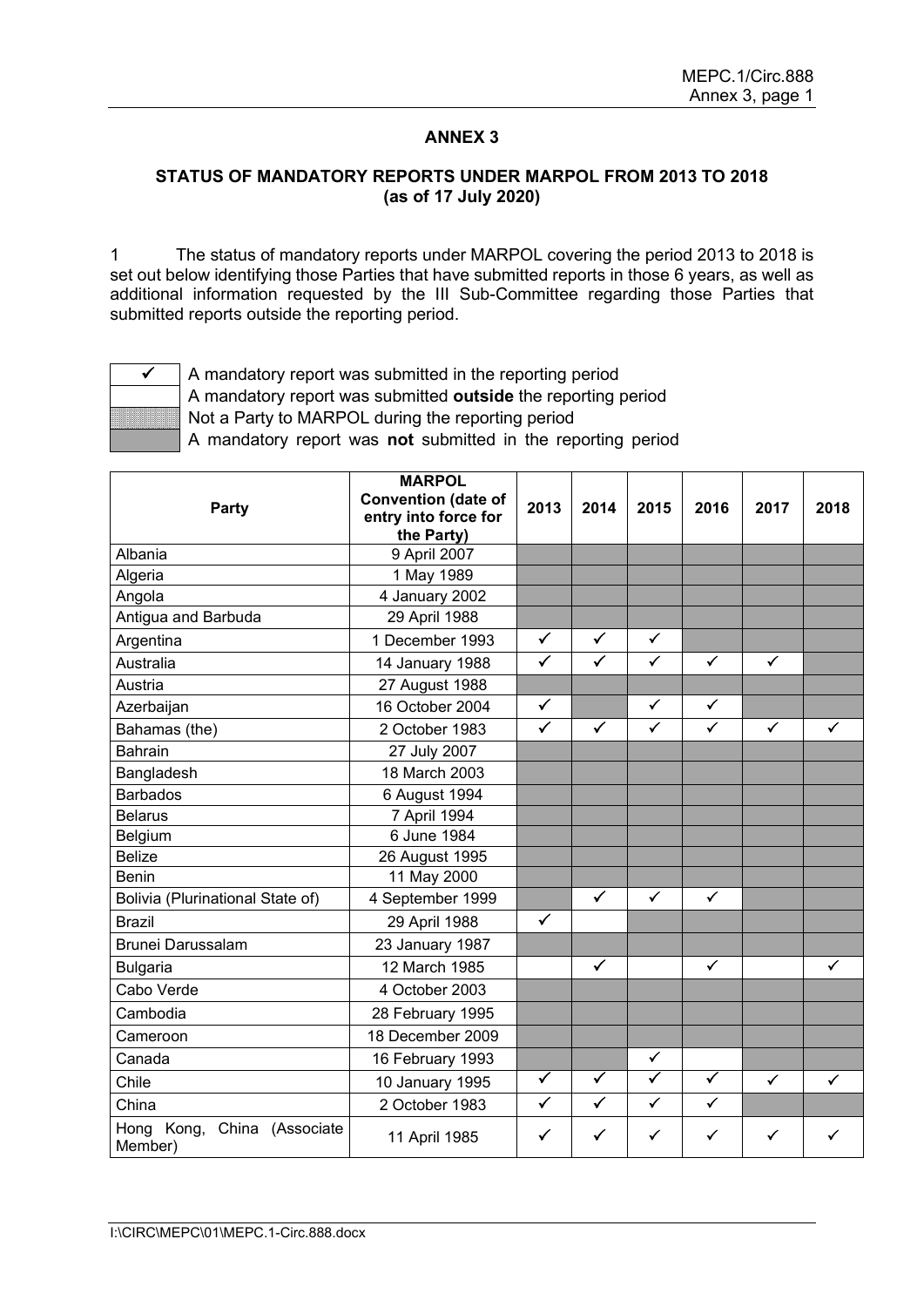## ANNEX 3

### STATUS OF MANDATORY REPORTS UNDER MARPOL FROM 2013 TO 2018 (as of 17 July 2020)

1 The status of mandatory reports under MARPOL covering the period 2013 to 2018 is set out below identifying those Parties that have submitted reports in those 6 years, as well as additional information requested by the III Sub-Committee regarding those Parties that submitted reports outside the reporting period.

| | |
|---|---|
| ✓ | A mandatory report was submitted in the reporting period |
| (blank) | A mandatory report was submitted **outside** the reporting period |
| (dotted shading) | Not a Party to MARPOL during the reporting period |
| (grey shading) | A mandatory report was **not** submitted in the reporting period |

| Party | MARPOL Convention (date of entry into force for the Party) | 2013 | 2014 | 2015 | 2016 | 2017 | 2018 |
|---|---|---|---|---|---|---|---|
| Albania | 9 April 2007 | | | | | | |
| Algeria | 1 May 1989 | | | | | | |
| Angola | 4 January 2002 | | | | | | |
| Antigua and Barbuda | 29 April 1988 | | | | | | |
| Argentina | 1 December 1993 | ✓ | ✓ | ✓ | | | |
| Australia | 14 January 1988 | ✓ | ✓ | ✓ | ✓ | ✓ | |
| Austria | 27 August 1988 | | | | | | |
| Azerbaijan | 16 October 2004 | ✓ | | ✓ | ✓ | | |
| Bahamas (the) | 2 October 1983 | ✓ | ✓ | ✓ | ✓ | ✓ | ✓ |
| Bahrain | 27 July 2007 | | | | | | |
| Bangladesh | 18 March 2003 | | | | | | |
| Barbados | 6 August 1994 | | | | | | |
| Belarus | 7 April 1994 | | | | | | |
| Belgium | 6 June 1984 | | | | | | |
| Belize | 26 August 1995 | | | | | | |
| Benin | 11 May 2000 | | | | | | |
| Bolivia (Plurinational State of) | 4 September 1999 | | ✓ | ✓ | ✓ | | |
| Brazil | 29 April 1988 | ✓ | | | | | |
| Brunei Darussalam | 23 January 1987 | | | | | | |
| Bulgaria | 12 March 1985 | | ✓ | | ✓ | | ✓ |
| Cabo Verde | 4 October 2003 | | | | | | |
| Cambodia | 28 February 1995 | | | | | | |
| Cameroon | 18 December 2009 | | | | | | |
| Canada | 16 February 1993 | | | ✓ | | | |
| Chile | 10 January 1995 | ✓ | ✓ | ✓ | ✓ | ✓ | ✓ |
| China | 2 October 1983 | ✓ | ✓ | ✓ | ✓ | | |
| Hong Kong, China (Associate Member) | 11 April 1985 | ✓ | ✓ | ✓ | ✓ | ✓ | ✓ |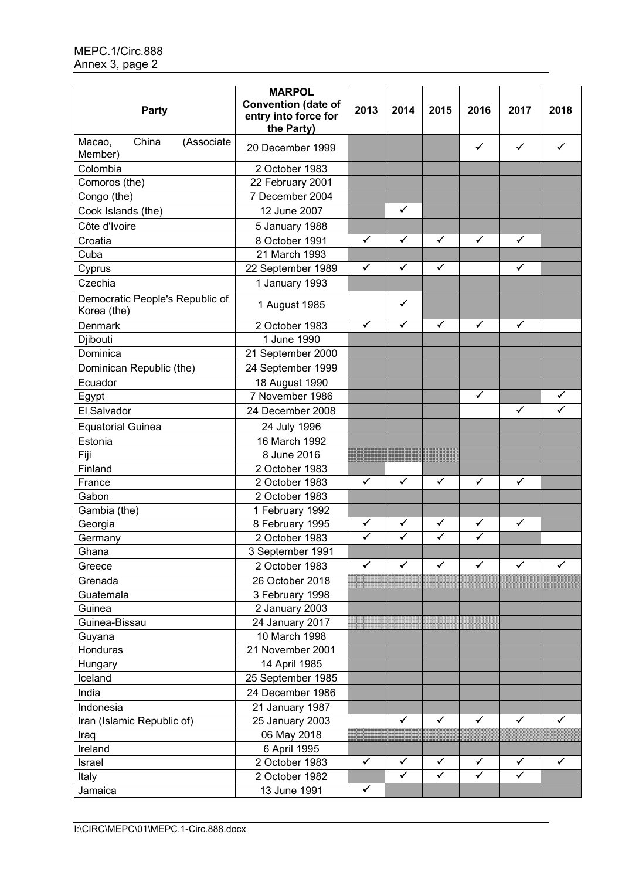| Party | MARPOL Convention (date of entry into force for the Party) | 2013 | 2014 | 2015 | 2016 | 2017 | 2018 |
|---|---|---|---|---|---|---|---|
| Macao, China (Associate Member) | 20 December 1999 | | | | ✓ | ✓ | ✓ |
| Colombia | 2 October 1983 | | | | | | |
| Comoros (the) | 22 February 2001 | | | | | | |
| Congo (the) | 7 December 2004 | | | | | | |
| Cook Islands (the) | 12 June 2007 | | ✓ | | | | |
| Côte d'Ivoire | 5 January 1988 | | | | | | |
| Croatia | 8 October 1991 | ✓ | ✓ | ✓ | ✓ | ✓ | |
| Cuba | 21 March 1993 | | | | | | |
| Cyprus | 22 September 1989 | ✓ | ✓ | ✓ | | ✓ | |
| Czechia | 1 January 1993 | | | | | | |
| Democratic People's Republic of Korea (the) | 1 August 1985 | | ✓ | | | | |
| Denmark | 2 October 1983 | ✓ | ✓ | ✓ | ✓ | ✓ | |
| Djibouti | 1 June 1990 | | | | | | |
| Dominica | 21 September 2000 | | | | | | |
| Dominican Republic (the) | 24 September 1999 | | | | | | |
| Ecuador | 18 August 1990 | | | | | | |
| Egypt | 7 November 1986 | | | | ✓ | | ✓ |
| El Salvador | 24 December 2008 | | | | | ✓ | ✓ |
| Equatorial Guinea | 24 July 1996 | | | | | | |
| Estonia | 16 March 1992 | | | | | | |
| Fiji | 8 June 2016 | | | | | | |
| Finland | 2 October 1983 | | | | | | |
| France | 2 October 1983 | ✓ | ✓ | ✓ | ✓ | ✓ | |
| Gabon | 2 October 1983 | | | | | | |
| Gambia (the) | 1 February 1992 | | | | | | |
| Georgia | 8 February 1995 | ✓ | ✓ | ✓ | ✓ | ✓ | |
| Germany | 2 October 1983 | ✓ | ✓ | ✓ | ✓ | | |
| Ghana | 3 September 1991 | | | | | | |
| Greece | 2 October 1983 | ✓ | ✓ | ✓ | ✓ | ✓ | ✓ |
| Grenada | 26 October 2018 | | | | | | |
| Guatemala | 3 February 1998 | | | | | | |
| Guinea | 2 January 2003 | | | | | | |
| Guinea-Bissau | 24 January 2017 | | | | | | |
| Guyana | 10 March 1998 | | | | | | |
| Honduras | 21 November 2001 | | | | | | |
| Hungary | 14 April 1985 | | | | | | |
| Iceland | 25 September 1985 | | | | | | |
| India | 24 December 1986 | | | | | | |
| Indonesia | 21 January 1987 | | | | | | |
| Iran (Islamic Republic of) | 25 January 2003 | | ✓ | ✓ | ✓ | ✓ | ✓ |
| Iraq | 06 May 2018 | | | | | | |
| Ireland | 6 April 1995 | | | | | | |
| Israel | 2 October 1983 | ✓ | ✓ | ✓ | ✓ | ✓ | ✓ |
| Italy | 2 October 1982 | | ✓ | ✓ | ✓ | ✓ | |
| Jamaica | 13 June 1991 | ✓ | | | | | |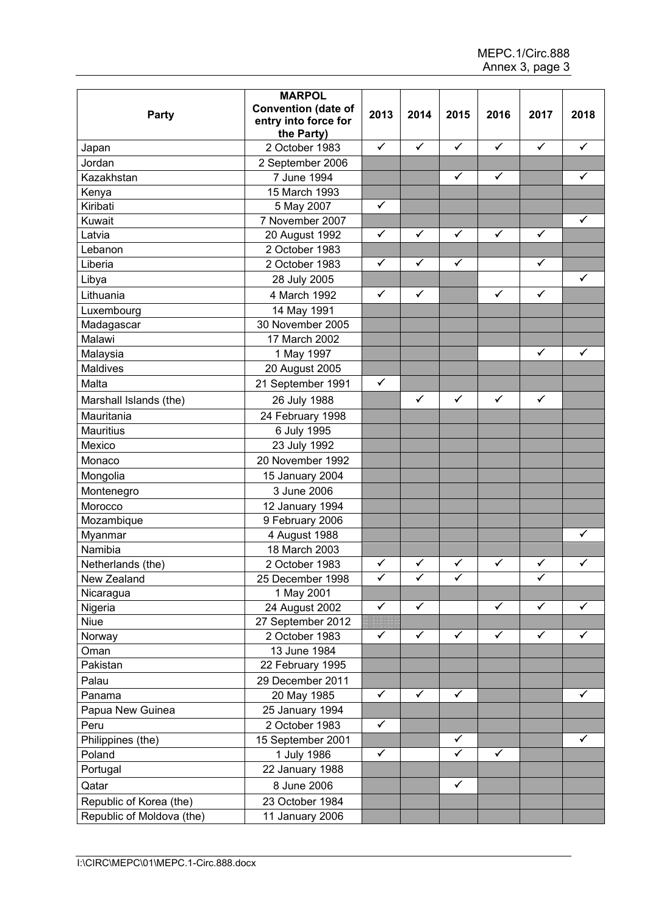| Party | MARPOL Convention (date of entry into force for the Party) | 2013 | 2014 | 2015 | 2016 | 2017 | 2018 |
|---|---|---|---|---|---|---|---|
| Japan | 2 October 1983 | ✓ | ✓ | ✓ | ✓ | ✓ | ✓ |
| Jordan | 2 September 2006 | | | | | | |
| Kazakhstan | 7 June 1994 | | | ✓ | ✓ | | ✓ |
| Kenya | 15 March 1993 | | | | | | |
| Kiribati | 5 May 2007 | ✓ | | | | | |
| Kuwait | 7 November 2007 | | | | | | ✓ |
| Latvia | 20 August 1992 | ✓ | ✓ | ✓ | ✓ | ✓ | |
| Lebanon | 2 October 1983 | | | | | | |
| Liberia | 2 October 1983 | ✓ | ✓ | ✓ | | ✓ | |
| Libya | 28 July 2005 | | | | | | ✓ |
| Lithuania | 4 March 1992 | ✓ | ✓ | | ✓ | ✓ | |
| Luxembourg | 14 May 1991 | | | | | | |
| Madagascar | 30 November 2005 | | | | | | |
| Malawi | 17 March 2002 | | | | | | |
| Malaysia | 1 May 1997 | | | | | ✓ | ✓ |
| Maldives | 20 August 2005 | | | | | | |
| Malta | 21 September 1991 | ✓ | | | | | |
| Marshall Islands (the) | 26 July 1988 | | ✓ | ✓ | ✓ | ✓ | |
| Mauritania | 24 February 1998 | | | | | | |
| Mauritius | 6 July 1995 | | | | | | |
| Mexico | 23 July 1992 | | | | | | |
| Monaco | 20 November 1992 | | | | | | |
| Mongolia | 15 January 2004 | | | | | | |
| Montenegro | 3 June 2006 | | | | | | |
| Morocco | 12 January 1994 | | | | | | |
| Mozambique | 9 February 2006 | | | | | | |
| Myanmar | 4 August 1988 | | | | | | ✓ |
| Namibia | 18 March 2003 | | | | | | |
| Netherlands (the) | 2 October 1983 | ✓ | ✓ | ✓ | ✓ | ✓ | ✓ |
| New Zealand | 25 December 1998 | ✓ | ✓ | ✓ | | ✓ | |
| Nicaragua | 1 May 2001 | | | | | | |
| Nigeria | 24 August 2002 | ✓ | ✓ | | ✓ | ✓ | ✓ |
| Niue | 27 September 2012 | | | | | | |
| Norway | 2 October 1983 | ✓ | ✓ | ✓ | ✓ | ✓ | ✓ |
| Oman | 13 June 1984 | | | | | | |
| Pakistan | 22 February 1995 | | | | | | |
| Palau | 29 December 2011 | | | | | | |
| Panama | 20 May 1985 | ✓ | ✓ | ✓ | | | ✓ |
| Papua New Guinea | 25 January 1994 | | | | | | |
| Peru | 2 October 1983 | ✓ | | | | | |
| Philippines (the) | 15 September 2001 | | | ✓ | | | ✓ |
| Poland | 1 July 1986 | ✓ | | ✓ | ✓ | | |
| Portugal | 22 January 1988 | | | | | | |
| Qatar | 8 June 2006 | | | ✓ | | | |
| Republic of Korea (the) | 23 October 1984 | | | | | | |
| Republic of Moldova (the) | 11 January 2006 | | | | | | |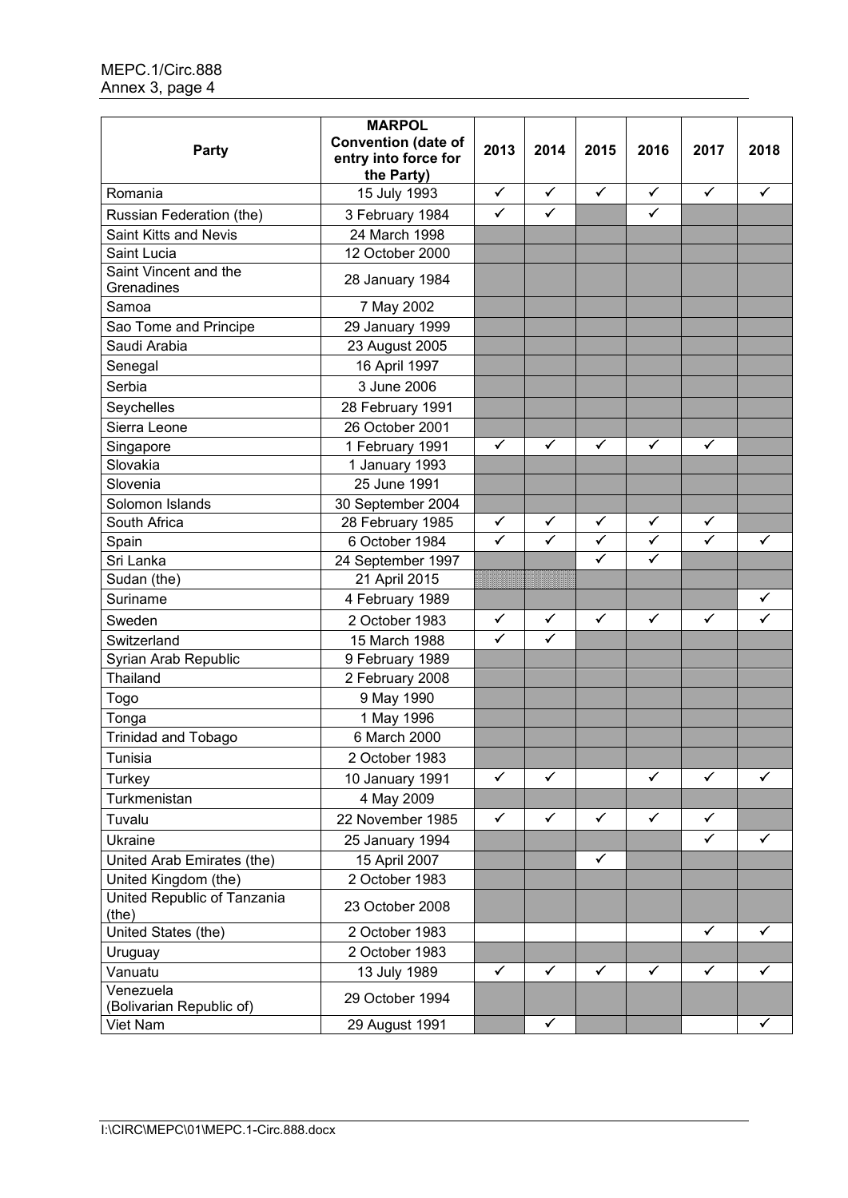| Party | MARPOL Convention (date of entry into force for the Party) | 2013 | 2014 | 2015 | 2016 | 2017 | 2018 |
|---|---|---|---|---|---|---|---|
| Romania | 15 July 1993 | ✓ | ✓ | ✓ | ✓ | ✓ | ✓ |
| Russian Federation (the) | 3 February 1984 | ✓ | ✓ | | ✓ | | |
| Saint Kitts and Nevis | 24 March 1998 | | | | | | |
| Saint Lucia | 12 October 2000 | | | | | | |
| Saint Vincent and the Grenadines | 28 January 1984 | | | | | | |
| Samoa | 7 May 2002 | | | | | | |
| Sao Tome and Principe | 29 January 1999 | | | | | | |
| Saudi Arabia | 23 August 2005 | | | | | | |
| Senegal | 16 April 1997 | | | | | | |
| Serbia | 3 June 2006 | | | | | | |
| Seychelles | 28 February 1991 | | | | | | |
| Sierra Leone | 26 October 2001 | | | | | | |
| Singapore | 1 February 1991 | ✓ | ✓ | ✓ | ✓ | ✓ | |
| Slovakia | 1 January 1993 | | | | | | |
| Slovenia | 25 June 1991 | | | | | | |
| Solomon Islands | 30 September 2004 | | | | | | |
| South Africa | 28 February 1985 | ✓ | ✓ | ✓ | ✓ | ✓ | |
| Spain | 6 October 1984 | ✓ | ✓ | ✓ | ✓ | ✓ | ✓ |
| Sri Lanka | 24 September 1997 | | | ✓ | ✓ | | |
| Sudan (the) | 21 April 2015 | | | | | | |
| Suriname | 4 February 1989 | | | | | | ✓ |
| Sweden | 2 October 1983 | ✓ | ✓ | ✓ | ✓ | ✓ | ✓ |
| Switzerland | 15 March 1988 | ✓ | ✓ | | | | |
| Syrian Arab Republic | 9 February 1989 | | | | | | |
| Thailand | 2 February 2008 | | | | | | |
| Togo | 9 May 1990 | | | | | | |
| Tonga | 1 May 1996 | | | | | | |
| Trinidad and Tobago | 6 March 2000 | | | | | | |
| Tunisia | 2 October 1983 | | | | | | |
| Turkey | 10 January 1991 | ✓ | ✓ | | ✓ | ✓ | ✓ |
| Turkmenistan | 4 May 2009 | | | | | | |
| Tuvalu | 22 November 1985 | ✓ | ✓ | ✓ | ✓ | ✓ | |
| Ukraine | 25 January 1994 | | | | | ✓ | ✓ |
| United Arab Emirates (the) | 15 April 2007 | | | ✓ | | | |
| United Kingdom (the) | 2 October 1983 | | | | | | |
| United Republic of Tanzania (the) | 23 October 2008 | | | | | | |
| United States (the) | 2 October 1983 | | | | | ✓ | ✓ |
| Uruguay | 2 October 1983 | | | | | | |
| Vanuatu | 13 July 1989 | ✓ | ✓ | ✓ | ✓ | ✓ | ✓ |
| Venezuela (Bolivarian Republic of) | 29 October 1994 | | | | | | |
| Viet Nam | 29 August 1991 | | ✓ | | | | ✓ |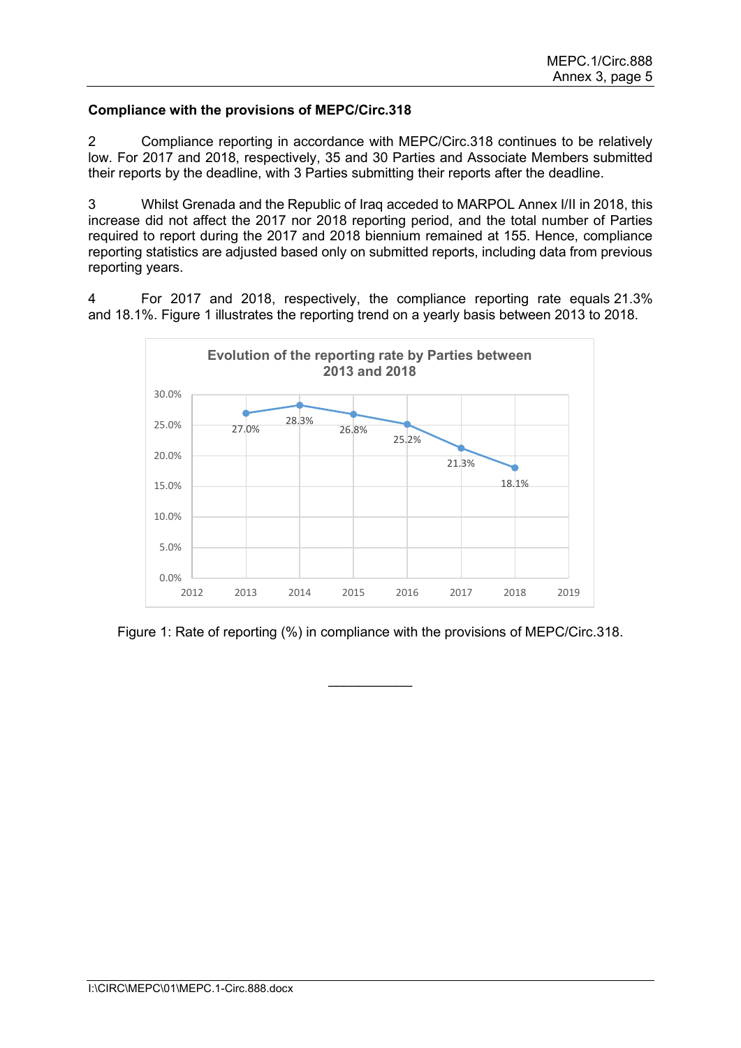**Compliance with the provisions of MEPC/Circ.318**

2 Compliance reporting in accordance with MEPC/Circ.318 continues to be relatively low. For 2017 and 2018, respectively, 35 and 30 Parties and Associate Members submitted their reports by the deadline, with 3 Parties submitting their reports after the deadline.

3 Whilst Grenada and the Republic of Iraq acceded to MARPOL Annex I/II in 2018, this increase did not affect the 2017 nor 2018 reporting period, and the total number of Parties required to report during the 2017 and 2018 biennium remained at 155. Hence, compliance reporting statistics are adjusted based only on submitted reports, including data from previous reporting years.

4 For 2017 and 2018, respectively, the compliance reporting rate equals 21.3% and 18.1%. Figure 1 illustrates the reporting trend on a yearly basis between 2013 to 2018.

Evolution of the reporting rate by Parties between 2013 and 2018

30.0%
25.0%
20.0%
15.0%
10.0%
5.0%
0.0%

2012 2013 2014 2015 2016 2017 2018 2019

27.0%
28.3%
26.8%
25.2%
21.3%
18.1%

Figure 1: Rate of reporting (%) in compliance with the provisions of MEPC/Circ.318.

___________